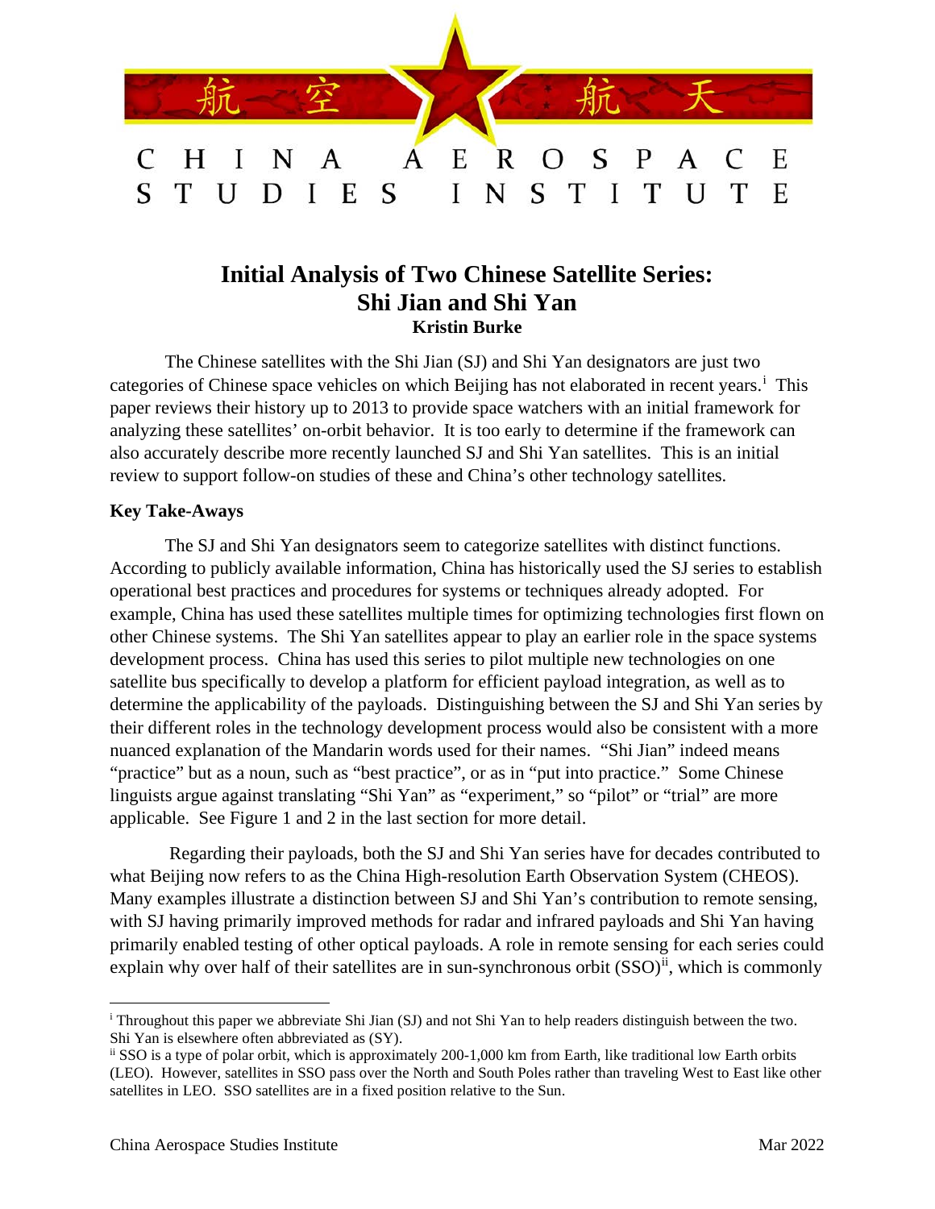# CHINA AEROSPACE STUDIES INSTITUTE

## Initial Analysis of Two Chinese Satellite Series: Shi Jian and Shi Yan

**Kristin Burke**

The Chinese satellites with the Shi Jian (SJ) and Shi Yan designators are just two categories of Chinese space vehicles on which Beijing has not elaborated in recent years.[i] This paper reviews their history up to 2013 to provide space watchers with an initial framework for analyzing these satellites' on-orbit behavior. It is too early to determine if the framework can also accurately describe more recently launched SJ and Shi Yan satellites. This is an initial review to support follow-on studies of these and China's other technology satellites.

### Key Take-Aways

The SJ and Shi Yan designators seem to categorize satellites with distinct functions. According to publicly available information, China has historically used the SJ series to establish operational best practices and procedures for systems or techniques already adopted. For example, China has used these satellites multiple times for optimizing technologies first flown on other Chinese systems. The Shi Yan satellites appear to play an earlier role in the space systems development process. China has used this series to pilot multiple new technologies on one satellite bus specifically to develop a platform for efficient payload integration, as well as to determine the applicability of the payloads. Distinguishing between the SJ and Shi Yan series by their different roles in the technology development process would also be consistent with a more nuanced explanation of the Mandarin words used for their names. "Shi Jian" indeed means "practice" but as a noun, such as "best practice", or as in "put into practice." Some Chinese linguists argue against translating "Shi Yan" as "experiment," so "pilot" or "trial" are more applicable. See Figure 1 and 2 in the last section for more detail.

Regarding their payloads, both the SJ and Shi Yan series have for decades contributed to what Beijing now refers to as the China High-resolution Earth Observation System (CHEOS). Many examples illustrate a distinction between SJ and Shi Yan's contribution to remote sensing, with SJ having primarily improved methods for radar and infrared payloads and Shi Yan having primarily enabled testing of other optical payloads. A role in remote sensing for each series could explain why over half of their satellites are in sun-synchronous orbit (SSO)[ii], which is commonly

---

[i] Throughout this paper we abbreviate Shi Jian (SJ) and not Shi Yan to help readers distinguish between the two. Shi Yan is elsewhere often abbreviated as (SY).

[ii] SSO is a type of polar orbit, which is approximately 200-1,000 km from Earth, like traditional low Earth orbits (LEO). However, satellites in SSO pass over the North and South Poles rather than traveling West to East like other satellites in LEO. SSO satellites are in a fixed position relative to the Sun.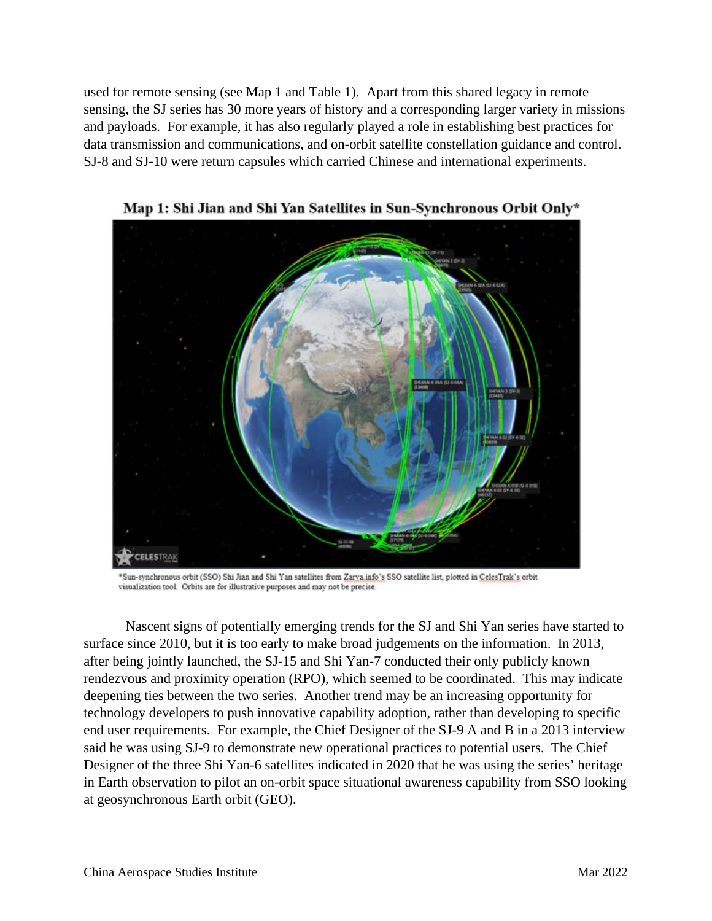used for remote sensing (see Map 1 and Table 1). Apart from this shared legacy in remote sensing, the SJ series has 30 more years of history and a corresponding larger variety in missions and payloads. For example, it has also regularly played a role in establishing best practices for data transmission and communications, and on-orbit satellite constellation guidance and control. SJ-8 and SJ-10 were return capsules which carried Chinese and international experiments.

**Map 1: Shi Jian and Shi Yan Satellites in Sun-Synchronous Orbit Only***

*Sun-synchronous orbit (SSO) Shi Jian and Shi Yan satellites from Zarya.info's SSO satellite list, plotted in CelesTrak's orbit visualization tool. Orbits are for illustrative purposes and may not be precise.

Nascent signs of potentially emerging trends for the SJ and Shi Yan series have started to surface since 2010, but it is too early to make broad judgements on the information. In 2013, after being jointly launched, the SJ-15 and Shi Yan-7 conducted their only publicly known rendezvous and proximity operation (RPO), which seemed to be coordinated. This may indicate deepening ties between the two series. Another trend may be an increasing opportunity for technology developers to push innovative capability adoption, rather than developing to specific end user requirements. For example, the Chief Designer of the SJ-9 A and B in a 2013 interview said he was using SJ-9 to demonstrate new operational practices to potential users. The Chief Designer of the three Shi Yan-6 satellites indicated in 2020 that he was using the series' heritage in Earth observation to pilot an on-orbit space situational awareness capability from SSO looking at geosynchronous Earth orbit (GEO).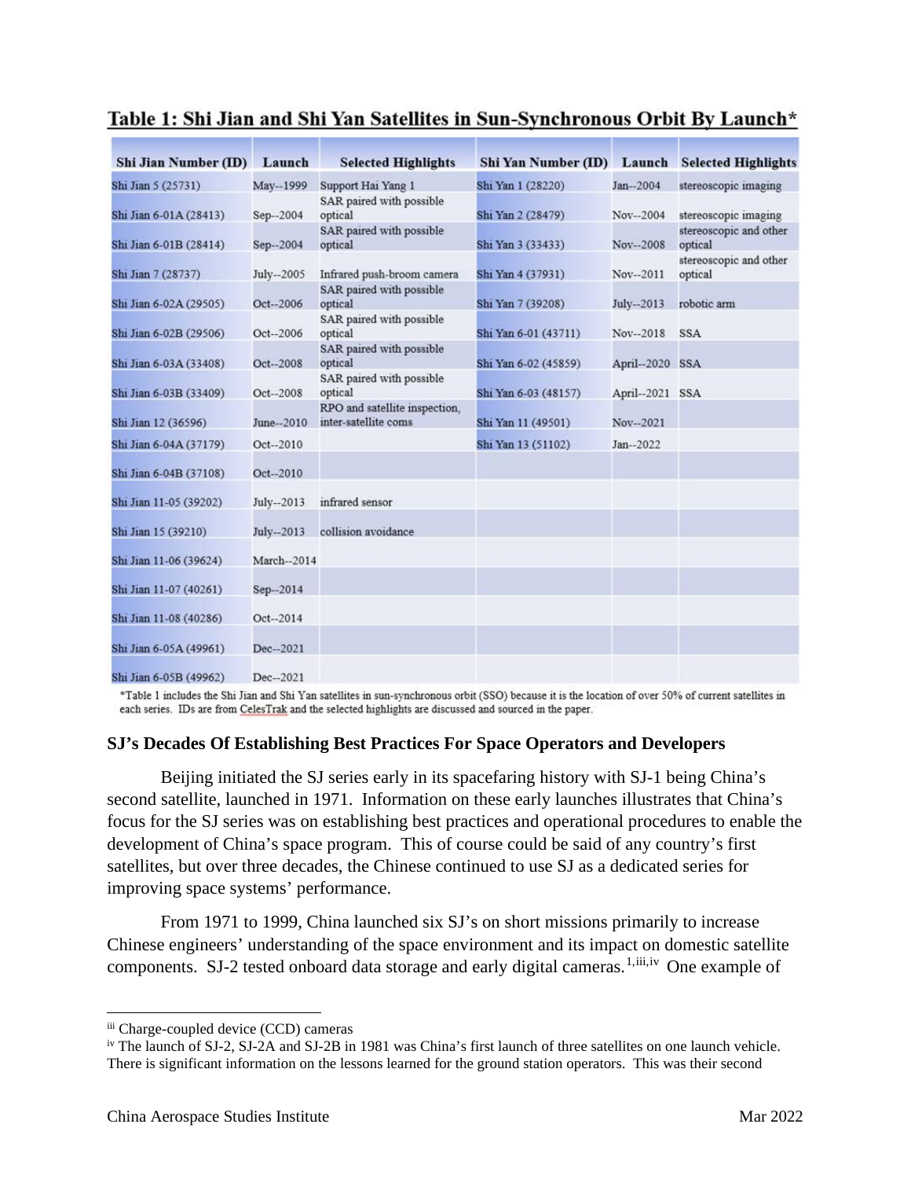**Table 1: Shi Jian and Shi Yan Satellites in Sun-Synchronous Orbit By Launch***

| Shi Jian Number (ID) | Launch | Selected Highlights | Shi Yan Number (ID) | Launch | Selected Highlights |
|---|---|---|---|---|---|
| Shi Jian 5 (25731) | May--1999 | Support Hai Yang 1 | Shi Yan 1 (28220) | Jan--2004 | stereoscopic imaging |
| Shi Jian 6-01A (28413) | Sep--2004 | SAR paired with possible optical | Shi Yan 2 (28479) | Nov--2004 | stereoscopic imaging |
| Shi Jian 6-01B (28414) | Sep--2004 | SAR paired with possible optical | Shi Yan 3 (33433) | Nov--2008 | stereoscopic and other optical |
| Shi Jian 7 (28737) | July--2005 | Infrared push-broom camera | Shi Yan 4 (37931) | Nov--2011 | stereoscopic and other optical |
| Shi Jian 6-02A (29505) | Oct--2006 | SAR paired with possible optical | Shi Yan 7 (39208) | July--2013 | robotic arm |
| Shi Jian 6-02B (29506) | Oct--2006 | SAR paired with possible optical | Shi Yan 6-01 (43711) | Nov--2018 | SSA |
| Shi Jian 6-03A (33408) | Oct--2008 | SAR paired with possible optical | Shi Yan 6-02 (45859) | April--2020 | SSA |
| Shi Jian 6-03B (33409) | Oct--2008 | SAR paired with possible optical | Shi Yan 6-03 (48157) | April--2021 | SSA |
| Shi Jian 12 (36596) | June--2010 | RPO and satellite inspection, inter-satellite coms | Shi Yan 11 (49501) | Nov--2021 | |
| Shi Jian 6-04A (37179) | Oct--2010 | | Shi Yan 13 (51102) | Jan--2022 | |
| Shi Jian 6-04B (37108) | Oct--2010 | | | | |
| Shi Jian 11-05 (39202) | July--2013 | infrared sensor | | | |
| Shi Jian 15 (39210) | July--2013 | collision avoidance | | | |
| Shi Jian 11-06 (39624) | March--2014 | | | | |
| Shi Jian 11-07 (40261) | Sep--2014 | | | | |
| Shi Jian 11-08 (40286) | Oct--2014 | | | | |
| Shi Jian 6-05A (49961) | Dec--2021 | | | | |
| Shi Jian 6-05B (49962) | Dec--2021 | | | | |

*Table 1 includes the Shi Jian and Shi Yan satellites in sun-synchronous orbit (SSO) because it is the location of over 50% of current satellites in each series. IDs are from CelesTrak and the selected highlights are discussed and sourced in the paper.

### SJ's Decades Of Establishing Best Practices For Space Operators and Developers

Beijing initiated the SJ series early in its spacefaring history with SJ-1 being China's second satellite, launched in 1971. Information on these early launches illustrates that China's focus for the SJ series was on establishing best practices and operational procedures to enable the development of China's space program. This of course could be said of any country's first satellites, but over three decades, the Chinese continued to use SJ as a dedicated series for improving space systems' performance.

From 1971 to 1999, China launched six SJ's on short missions primarily to increase Chinese engineers' understanding of the space environment and its impact on domestic satellite components. SJ-2 tested onboard data storage and early digital cameras.[1,iii,iv] One example of

---

[iii] Charge-coupled device (CCD) cameras

[iv] The launch of SJ-2, SJ-2A and SJ-2B in 1981 was China's first launch of three satellites on one launch vehicle. There is significant information on the lessons learned for the ground station operators. This was their second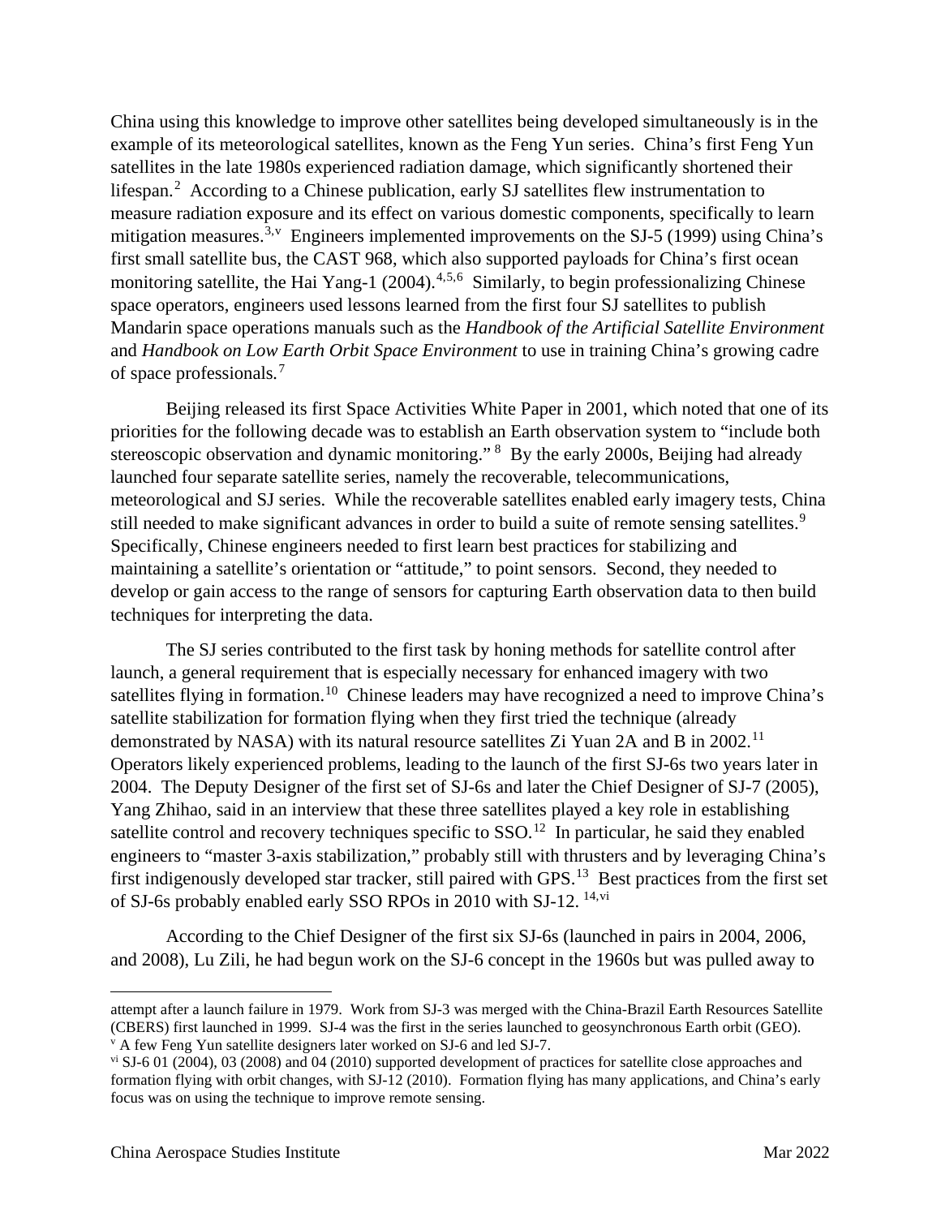China using this knowledge to improve other satellites being developed simultaneously is in the example of its meteorological satellites, known as the Feng Yun series. China's first Feng Yun satellites in the late 1980s experienced radiation damage, which significantly shortened their lifespan.[2] According to a Chinese publication, early SJ satellites flew instrumentation to measure radiation exposure and its effect on various domestic components, specifically to learn mitigation measures.[3,v] Engineers implemented improvements on the SJ-5 (1999) using China's first small satellite bus, the CAST 968, which also supported payloads for China's first ocean monitoring satellite, the Hai Yang-1 (2004).[4,5,6] Similarly, to begin professionalizing Chinese space operators, engineers used lessons learned from the first four SJ satellites to publish Mandarin space operations manuals such as the *Handbook of the Artificial Satellite Environment* and *Handbook on Low Earth Orbit Space Environment* to use in training China's growing cadre of space professionals.[7]

Beijing released its first Space Activities White Paper in 2001, which noted that one of its priorities for the following decade was to establish an Earth observation system to "include both stereoscopic observation and dynamic monitoring." [8] By the early 2000s, Beijing had already launched four separate satellite series, namely the recoverable, telecommunications, meteorological and SJ series. While the recoverable satellites enabled early imagery tests, China still needed to make significant advances in order to build a suite of remote sensing satellites.[9] Specifically, Chinese engineers needed to first learn best practices for stabilizing and maintaining a satellite's orientation or "attitude," to point sensors. Second, they needed to develop or gain access to the range of sensors for capturing Earth observation data to then build techniques for interpreting the data.

The SJ series contributed to the first task by honing methods for satellite control after launch, a general requirement that is especially necessary for enhanced imagery with two satellites flying in formation.[10] Chinese leaders may have recognized a need to improve China's satellite stabilization for formation flying when they first tried the technique (already demonstrated by NASA) with its natural resource satellites Zi Yuan 2A and B in 2002.[11] Operators likely experienced problems, leading to the launch of the first SJ-6s two years later in 2004. The Deputy Designer of the first set of SJ-6s and later the Chief Designer of SJ-7 (2005), Yang Zhihao, said in an interview that these three satellites played a key role in establishing satellite control and recovery techniques specific to SSO.[12] In particular, he said they enabled engineers to "master 3-axis stabilization," probably still with thrusters and by leveraging China's first indigenously developed star tracker, still paired with GPS.[13] Best practices from the first set of SJ-6s probably enabled early SSO RPOs in 2010 with SJ-12. [14,vi]

According to the Chief Designer of the first six SJ-6s (launched in pairs in 2004, 2006, and 2008), Lu Zili, he had begun work on the SJ-6 concept in the 1960s but was pulled away to

---

attempt after a launch failure in 1979. Work from SJ-3 was merged with the China-Brazil Earth Resources Satellite (CBERS) first launched in 1999. SJ-4 was the first in the series launched to geosynchronous Earth orbit (GEO).

[v] A few Feng Yun satellite designers later worked on SJ-6 and led SJ-7.

[vi] SJ-6 01 (2004), 03 (2008) and 04 (2010) supported development of practices for satellite close approaches and formation flying with orbit changes, with SJ-12 (2010). Formation flying has many applications, and China's early focus was on using the technique to improve remote sensing.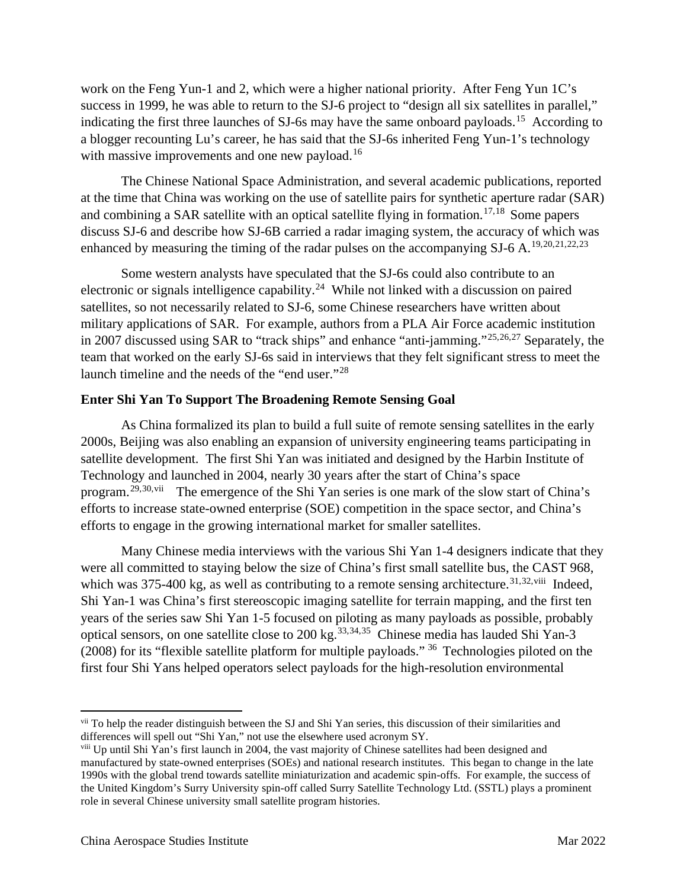work on the Feng Yun-1 and 2, which were a higher national priority. After Feng Yun 1C's success in 1999, he was able to return to the SJ-6 project to "design all six satellites in parallel," indicating the first three launches of SJ-6s may have the same onboard payloads.[15] According to a blogger recounting Lu's career, he has said that the SJ-6s inherited Feng Yun-1's technology with massive improvements and one new payload.[16]

The Chinese National Space Administration, and several academic publications, reported at the time that China was working on the use of satellite pairs for synthetic aperture radar (SAR) and combining a SAR satellite with an optical satellite flying in formation.[17,18] Some papers discuss SJ-6 and describe how SJ-6B carried a radar imaging system, the accuracy of which was enhanced by measuring the timing of the radar pulses on the accompanying SJ-6 A.[19,20,21,22,23]

Some western analysts have speculated that the SJ-6s could also contribute to an electronic or signals intelligence capability.[24] While not linked with a discussion on paired satellites, so not necessarily related to SJ-6, some Chinese researchers have written about military applications of SAR. For example, authors from a PLA Air Force academic institution in 2007 discussed using SAR to "track ships" and enhance "anti-jamming."[25,26,27] Separately, the team that worked on the early SJ-6s said in interviews that they felt significant stress to meet the launch timeline and the needs of the "end user."[28]

**Enter Shi Yan To Support The Broadening Remote Sensing Goal**

As China formalized its plan to build a full suite of remote sensing satellites in the early 2000s, Beijing was also enabling an expansion of university engineering teams participating in satellite development. The first Shi Yan was initiated and designed by the Harbin Institute of Technology and launched in 2004, nearly 30 years after the start of China's space program.[29,30,vii] The emergence of the Shi Yan series is one mark of the slow start of China's efforts to increase state-owned enterprise (SOE) competition in the space sector, and China's efforts to engage in the growing international market for smaller satellites.

Many Chinese media interviews with the various Shi Yan 1-4 designers indicate that they were all committed to staying below the size of China's first small satellite bus, the CAST 968, which was 375-400 kg, as well as contributing to a remote sensing architecture.[31,32,viii] Indeed, Shi Yan-1 was China's first stereoscopic imaging satellite for terrain mapping, and the first ten years of the series saw Shi Yan 1-5 focused on piloting as many payloads as possible, probably optical sensors, on one satellite close to 200 kg.[33,34,35] Chinese media has lauded Shi Yan-3 (2008) for its "flexible satellite platform for multiple payloads." [36] Technologies piloted on the first four Shi Yans helped operators select payloads for the high-resolution environmental

---

[vii] To help the reader distinguish between the SJ and Shi Yan series, this discussion of their similarities and differences will spell out "Shi Yan," not use the elsewhere used acronym SY.

[viii] Up until Shi Yan's first launch in 2004, the vast majority of Chinese satellites had been designed and manufactured by state-owned enterprises (SOEs) and national research institutes. This began to change in the late 1990s with the global trend towards satellite miniaturization and academic spin-offs. For example, the success of the United Kingdom's Surry University spin-off called Surry Satellite Technology Ltd. (SSTL) plays a prominent role in several Chinese university small satellite program histories.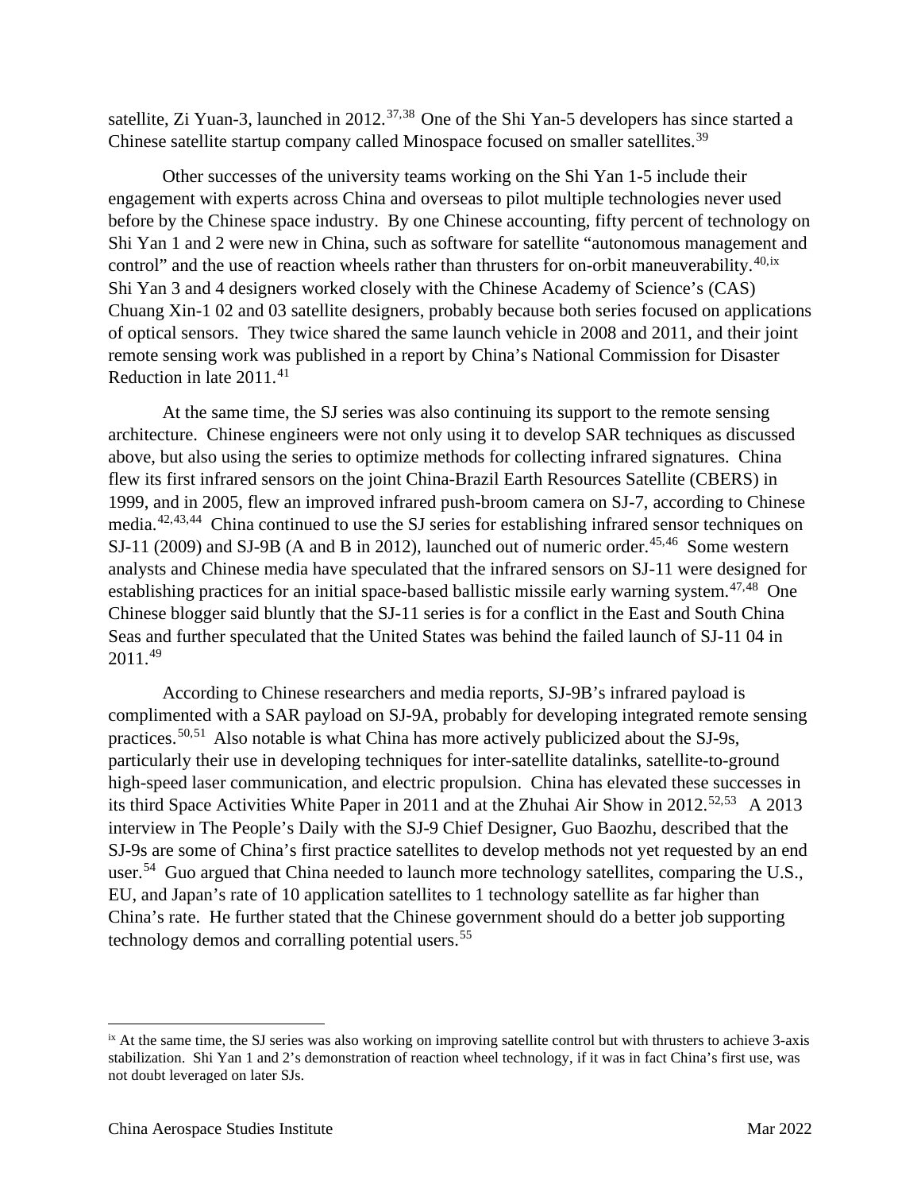satellite, Zi Yuan-3, launched in 2012.[37,38] One of the Shi Yan-5 developers has since started a Chinese satellite startup company called Minospace focused on smaller satellites.[39]

Other successes of the university teams working on the Shi Yan 1-5 include their engagement with experts across China and overseas to pilot multiple technologies never used before by the Chinese space industry. By one Chinese accounting, fifty percent of technology on Shi Yan 1 and 2 were new in China, such as software for satellite "autonomous management and control" and the use of reaction wheels rather than thrusters for on-orbit maneuverability.[40,ix] Shi Yan 3 and 4 designers worked closely with the Chinese Academy of Science's (CAS) Chuang Xin-1 02 and 03 satellite designers, probably because both series focused on applications of optical sensors. They twice shared the same launch vehicle in 2008 and 2011, and their joint remote sensing work was published in a report by China's National Commission for Disaster Reduction in late 2011.[41]

At the same time, the SJ series was also continuing its support to the remote sensing architecture. Chinese engineers were not only using it to develop SAR techniques as discussed above, but also using the series to optimize methods for collecting infrared signatures. China flew its first infrared sensors on the joint China-Brazil Earth Resources Satellite (CBERS) in 1999, and in 2005, flew an improved infrared push-broom camera on SJ-7, according to Chinese media.[42,43,44] China continued to use the SJ series for establishing infrared sensor techniques on SJ-11 (2009) and SJ-9B (A and B in 2012), launched out of numeric order.[45,46] Some western analysts and Chinese media have speculated that the infrared sensors on SJ-11 were designed for establishing practices for an initial space-based ballistic missile early warning system.[47,48] One Chinese blogger said bluntly that the SJ-11 series is for a conflict in the East and South China Seas and further speculated that the United States was behind the failed launch of SJ-11 04 in 2011.[49]

According to Chinese researchers and media reports, SJ-9B's infrared payload is complimented with a SAR payload on SJ-9A, probably for developing integrated remote sensing practices.[50,51] Also notable is what China has more actively publicized about the SJ-9s, particularly their use in developing techniques for inter-satellite datalinks, satellite-to-ground high-speed laser communication, and electric propulsion. China has elevated these successes in its third Space Activities White Paper in 2011 and at the Zhuhai Air Show in 2012.[52,53] A 2013 interview in The People's Daily with the SJ-9 Chief Designer, Guo Baozhu, described that the SJ-9s are some of China's first practice satellites to develop methods not yet requested by an end user.[54] Guo argued that China needed to launch more technology satellites, comparing the U.S., EU, and Japan's rate of 10 application satellites to 1 technology satellite as far higher than China's rate. He further stated that the Chinese government should do a better job supporting technology demos and corralling potential users.[55]

---

[ix] At the same time, the SJ series was also working on improving satellite control but with thrusters to achieve 3-axis stabilization. Shi Yan 1 and 2's demonstration of reaction wheel technology, if it was in fact China's first use, was not doubt leveraged on later SJs.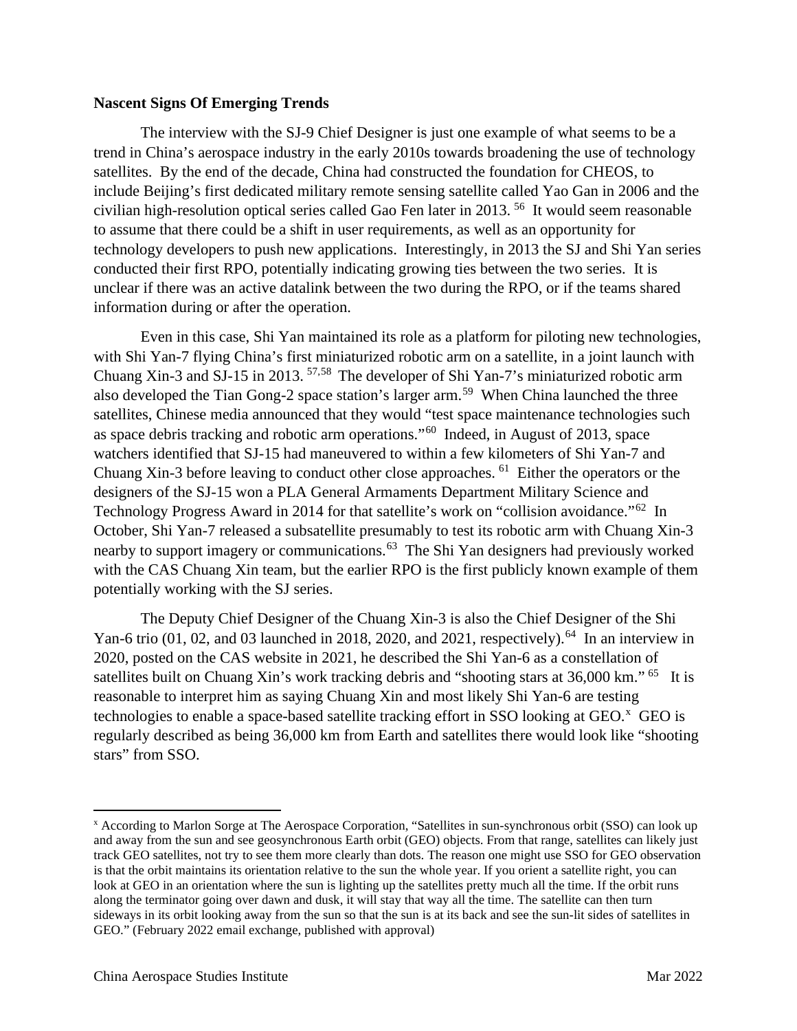**Nascent Signs Of Emerging Trends**

The interview with the SJ-9 Chief Designer is just one example of what seems to be a trend in China's aerospace industry in the early 2010s towards broadening the use of technology satellites. By the end of the decade, China had constructed the foundation for CHEOS, to include Beijing's first dedicated military remote sensing satellite called Yao Gan in 2006 and the civilian high-resolution optical series called Gao Fen later in 2013. [56] It would seem reasonable to assume that there could be a shift in user requirements, as well as an opportunity for technology developers to push new applications. Interestingly, in 2013 the SJ and Shi Yan series conducted their first RPO, potentially indicating growing ties between the two series. It is unclear if there was an active datalink between the two during the RPO, or if the teams shared information during or after the operation.

Even in this case, Shi Yan maintained its role as a platform for piloting new technologies, with Shi Yan-7 flying China's first miniaturized robotic arm on a satellite, in a joint launch with Chuang Xin-3 and SJ-15 in 2013. [57,58] The developer of Shi Yan-7's miniaturized robotic arm also developed the Tian Gong-2 space station's larger arm.[59] When China launched the three satellites, Chinese media announced that they would "test space maintenance technologies such as space debris tracking and robotic arm operations."[60] Indeed, in August of 2013, space watchers identified that SJ-15 had maneuvered to within a few kilometers of Shi Yan-7 and Chuang Xin-3 before leaving to conduct other close approaches. [61] Either the operators or the designers of the SJ-15 won a PLA General Armaments Department Military Science and Technology Progress Award in 2014 for that satellite's work on "collision avoidance."[62] In October, Shi Yan-7 released a subsatellite presumably to test its robotic arm with Chuang Xin-3 nearby to support imagery or communications.[63] The Shi Yan designers had previously worked with the CAS Chuang Xin team, but the earlier RPO is the first publicly known example of them potentially working with the SJ series.

The Deputy Chief Designer of the Chuang Xin-3 is also the Chief Designer of the Shi Yan-6 trio (01, 02, and 03 launched in 2018, 2020, and 2021, respectively).[64] In an interview in 2020, posted on the CAS website in 2021, he described the Shi Yan-6 as a constellation of satellites built on Chuang Xin's work tracking debris and "shooting stars at 36,000 km." [65] It is reasonable to interpret him as saying Chuang Xin and most likely Shi Yan-6 are testing technologies to enable a space-based satellite tracking effort in SSO looking at GEO.[x] GEO is regularly described as being 36,000 km from Earth and satellites there would look like "shooting stars" from SSO.

---

[x] According to Marlon Sorge at The Aerospace Corporation, "Satellites in sun-synchronous orbit (SSO) can look up and away from the sun and see geosynchronous Earth orbit (GEO) objects. From that range, satellites can likely just track GEO satellites, not try to see them more clearly than dots. The reason one might use SSO for GEO observation is that the orbit maintains its orientation relative to the sun the whole year. If you orient a satellite right, you can look at GEO in an orientation where the sun is lighting up the satellites pretty much all the time. If the orbit runs along the terminator going over dawn and dusk, it will stay that way all the time. The satellite can then turn sideways in its orbit looking away from the sun so that the sun is at its back and see the sun-lit sides of satellites in GEO." (February 2022 email exchange, published with approval)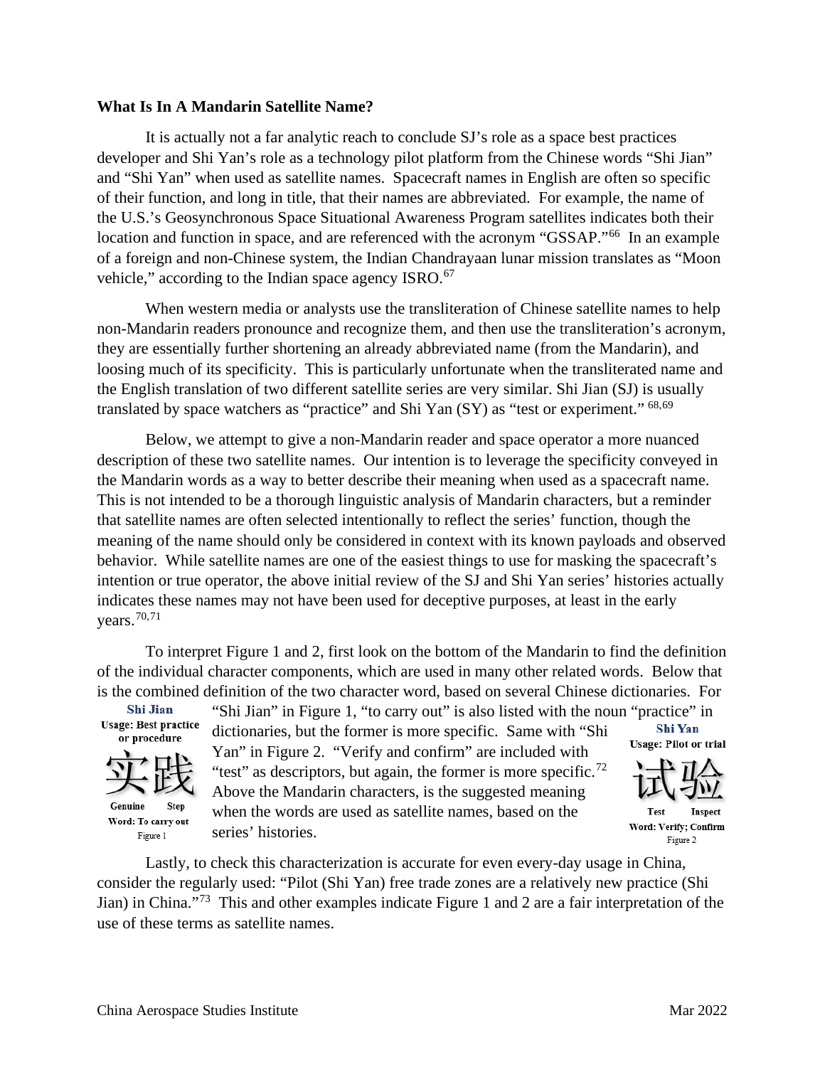**What Is In A Mandarin Satellite Name?**

It is actually not a far analytic reach to conclude SJ's role as a space best practices developer and Shi Yan's role as a technology pilot platform from the Chinese words "Shi Jian" and "Shi Yan" when used as satellite names. Spacecraft names in English are often so specific of their function, and long in title, that their names are abbreviated. For example, the name of the U.S.'s Geosynchronous Space Situational Awareness Program satellites indicates both their location and function in space, and are referenced with the acronym "GSSAP."[66] In an example of a foreign and non-Chinese system, the Indian Chandrayaan lunar mission translates as "Moon vehicle," according to the Indian space agency ISRO.[67]

When western media or analysts use the transliteration of Chinese satellite names to help non-Mandarin readers pronounce and recognize them, and then use the transliteration's acronym, they are essentially further shortening an already abbreviated name (from the Mandarin), and loosing much of its specificity. This is particularly unfortunate when the transliterated name and the English translation of two different satellite series are very similar. Shi Jian (SJ) is usually translated by space watchers as "practice" and Shi Yan (SY) as "test or experiment." [68,69]

Below, we attempt to give a non-Mandarin reader and space operator a more nuanced description of these two satellite names. Our intention is to leverage the specificity conveyed in the Mandarin words as a way to better describe their meaning when used as a spacecraft name. This is not intended to be a thorough linguistic analysis of Mandarin characters, but a reminder that satellite names are often selected intentionally to reflect the series' function, though the meaning of the name should only be considered in context with its known payloads and observed behavior. While satellite names are one of the easiest things to use for masking the spacecraft's intention or true operator, the above initial review of the SJ and Shi Yan series' histories actually indicates these names may not have been used for deceptive purposes, at least in the early years.[70,71]

To interpret Figure 1 and 2, first look on the bottom of the Mandarin to find the definition of the individual character components, which are used in many other related words. Below that is the combined definition of the two character word, based on several Chinese dictionaries. For "Shi Jian" in Figure 1, "to carry out" is also listed with the noun "practice" in dictionaries, but the former is more specific. Same with "Shi Yan" in Figure 2. "Verify and confirm" are included with "test" as descriptors, but again, the former is more specific.[72] Above the Mandarin characters, is the suggested meaning when the words are used as satellite names, based on the series' histories.

**Shi Jian**
**Usage: Best practice or procedure**

实践

**Genuine** **Step**
**Word: To carry out**

Figure 1

**Shi Yan**
**Usage: Pilot or trial**

试验

**Test** **Inspect**
**Word: Verify; Confirm**

Figure 2

Lastly, to check this characterization is accurate for even every-day usage in China, consider the regularly used: "Pilot (Shi Yan) free trade zones are a relatively new practice (Shi Jian) in China."[73] This and other examples indicate Figure 1 and 2 are a fair interpretation of the use of these terms as satellite names.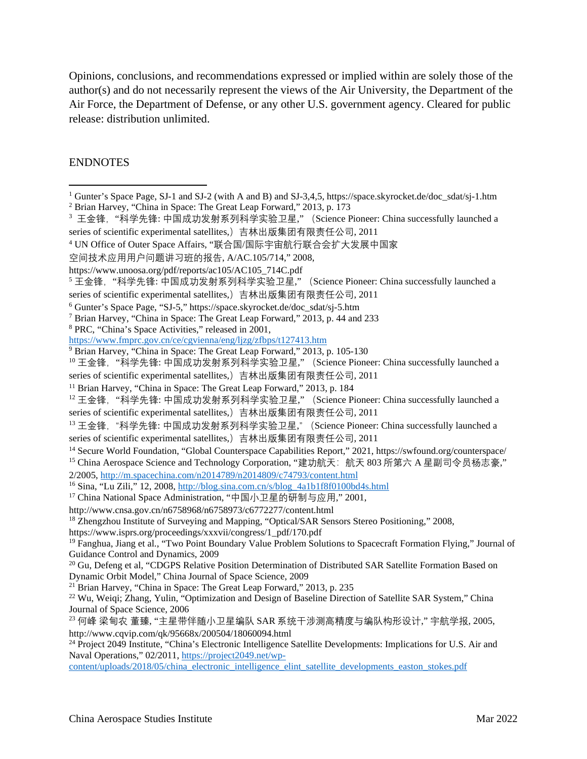Opinions, conclusions, and recommendations expressed or implied within are solely those of the author(s) and do not necessarily represent the views of the Air University, the Department of the Air Force, the Department of Defense, or any other U.S. government agency. Cleared for public release: distribution unlimited.

ENDNOTES

[1] Gunter's Space Page, SJ-1 and SJ-2 (with A and B) and SJ-3,4,5, https://space.skyrocket.de/doc_sdat/sj-1.htm

[2] Brian Harvey, "China in Space: The Great Leap Forward," 2013, p. 173

[3] 王金锋, "科学先锋: 中国成功发射系列科学实验卫星," (Science Pioneer: China successfully launched a series of scientific experimental satellites,) 吉林出版集团有限责任公司, 2011

[4] UN Office of Outer Space Affairs, "联合国/国际宇宙航行联合会扩大发展中国家空间技术应用用户问题讲习班的报告, A/AC.105/714," 2008, https://www.unoosa.org/pdf/reports/ac105/AC105_714C.pdf

[5] 王金锋, "科学先锋: 中国成功发射系列科学实验卫星," (Science Pioneer: China successfully launched a series of scientific experimental satellites,) 吉林出版集团有限责任公司, 2011

[6] Gunter's Space Page, "SJ-5," https://space.skyrocket.de/doc_sdat/sj-5.htm

[7] Brian Harvey, "China in Space: The Great Leap Forward," 2013, p. 44 and 233

[8] PRC, "China's Space Activities," released in 2001, https://www.fmprc.gov.cn/ce/cgvienna/eng/ljzg/zfbps/t127413.htm

[9] Brian Harvey, "China in Space: The Great Leap Forward," 2013, p. 105-130

[10] 王金锋, "科学先锋: 中国成功发射系列科学实验卫星," (Science Pioneer: China successfully launched a series of scientific experimental satellites,) 吉林出版集团有限责任公司, 2011

[11] Brian Harvey, "China in Space: The Great Leap Forward," 2013, p. 184

[12] 王金锋, "科学先锋: 中国成功发射系列科学实验卫星," (Science Pioneer: China successfully launched a series of scientific experimental satellites,) 吉林出版集团有限责任公司, 2011

[13] 王金锋, "科学先锋: 中国成功发射系列科学实验卫星," (Science Pioneer: China successfully launched a series of scientific experimental satellites,) 吉林出版集团有限责任公司, 2011

[14] Secure World Foundation, "Global Counterspace Capabilities Report," 2021, https://swfound.org/counterspace/

[15] China Aerospace Science and Technology Corporation, "建功航天: 航天 803 所第六 A 星副司令员杨志豪," 2/2005, http://m.spacechina.com/n2014789/n2014809/c74793/content.html

[16] Sina, "Lu Zili," 12, 2008, http://blog.sina.com.cn/s/blog_4a1b1f8f0100bd4s.html

[17] China National Space Administration, "中国小卫星的研制与应用," 2001, http://www.cnsa.gov.cn/n6758968/n6758973/c6772277/content.html

[18] Zhengzhou Institute of Surveying and Mapping, "Optical/SAR Sensors Stereo Positioning," 2008, https://www.isprs.org/proceedings/xxxvii/congress/1_pdf/170.pdf

[19] Fanghua, Jiang et al., "Two Point Boundary Value Problem Solutions to Spacecraft Formation Flying," Journal of Guidance Control and Dynamics, 2009

[20] Gu, Defeng et al, "CDGPS Relative Position Determination of Distributed SAR Satellite Formation Based on Dynamic Orbit Model," China Journal of Space Science, 2009

[21] Brian Harvey, "China in Space: The Great Leap Forward," 2013, p. 235

[22] Wu, Weiqi; Zhang, Yulin, "Optimization and Design of Baseline Direction of Satellite SAR System," China Journal of Space Science, 2006

[23] 何峰 梁甸农 董臻, "主星带伴随小卫星编队 SAR 系统干涉测高精度与编队构形设计," 宇航学报, 2005, http://www.cqvip.com/qk/95668x/200504/18060094.html

[24] Project 2049 Institute, "China's Electronic Intelligence Satellite Developments: Implications for U.S. Air and Naval Operations," 02/2011, https://project2049.net/wp-content/uploads/2018/05/china_electronic_intelligence_elint_satellite_developments_easton_stokes.pdf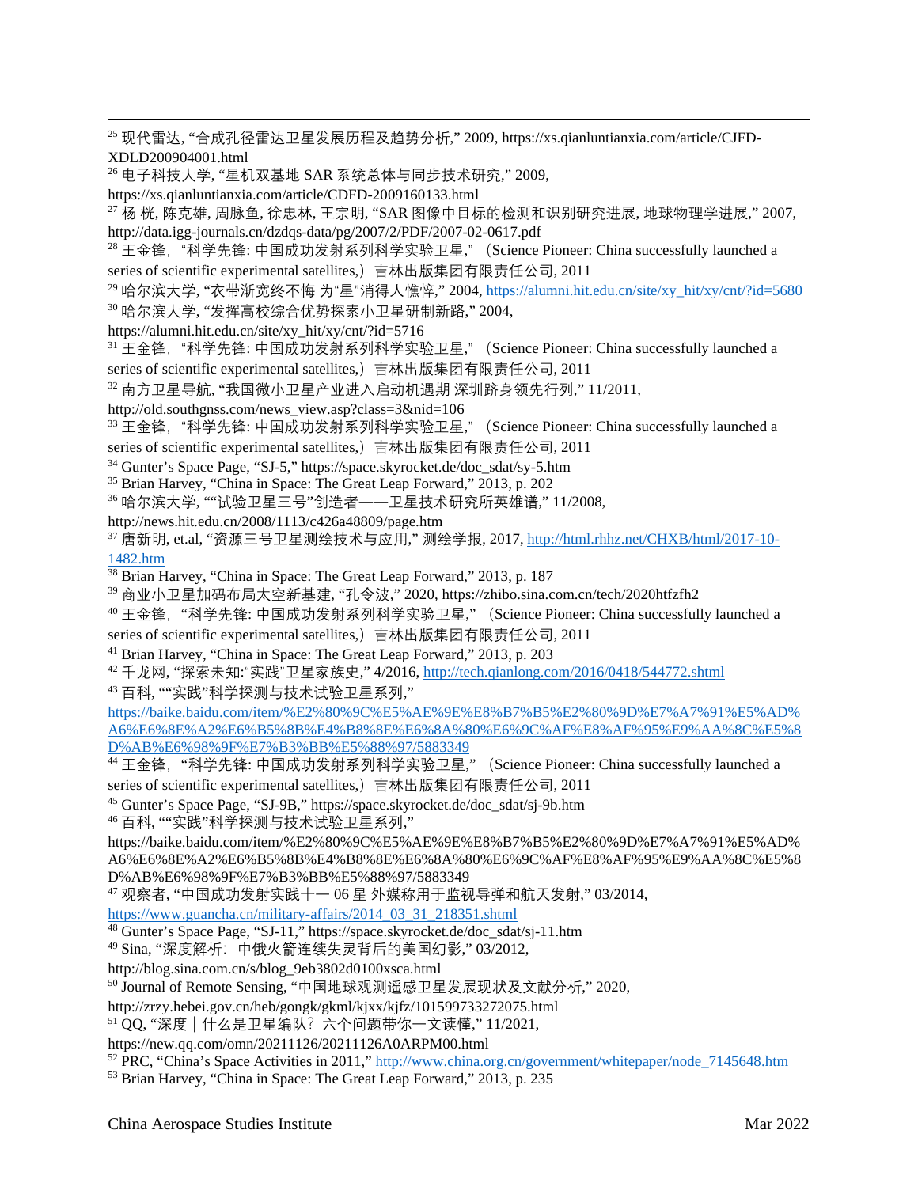[25] 现代雷达, "合成孔径雷达卫星发展历程及趋势分析," 2009, https://xs.qianluntianxia.com/article/CJFD-XDLD200904001.html

[26] 电子科技大学, "星机双基地 SAR 系统总体与同步技术研究," 2009, https://xs.qianluntianxia.com/article/CDFD-2009160133.html

[27] 杨 桄, 陈克雄, 周脉鱼, 徐忠林, 王宗明, "SAR 图像中目标的检测和识别研究进展, 地球物理学进展," 2007, http://data.igg-journals.cn/dzdqs-data/pg/2007/2/PDF/2007-02-0617.pdf

[28] 王金锋, "科学先锋: 中国成功发射系列科学实验卫星," （Science Pioneer: China successfully launched a series of scientific experimental satellites,）吉林出版集团有限责任公司, 2011

[29] 哈尔滨大学, "衣带渐宽终不悔 为"星"消得人憔悴," 2004, https://alumni.hit.edu.cn/site/xy_hit/xy/cnt/?id=5680

[30] 哈尔滨大学, "发挥高校综合优势探索小卫星研制新路," 2004, https://alumni.hit.edu.cn/site/xy_hit/xy/cnt/?id=5716

[31] 王金锋, "科学先锋: 中国成功发射系列科学实验卫星," （Science Pioneer: China successfully launched a series of scientific experimental satellites,）吉林出版集团有限责任公司, 2011

[32] 南方卫星导航, "我国微小卫星产业进入启动机遇期 深圳跻身领先行列," 11/2011, http://old.southgnss.com/news_view.asp?class=3&nid=106

[33] 王金锋, "科学先锋: 中国成功发射系列科学实验卫星," （Science Pioneer: China successfully launched a series of scientific experimental satellites,）吉林出版集团有限责任公司, 2011

[34] Gunter's Space Page, "SJ-5," https://space.skyrocket.de/doc_sdat/sy-5.htm

[35] Brian Harvey, "China in Space: The Great Leap Forward," 2013, p. 202

[36] 哈尔滨大学, ""试验卫星三号"创造者——卫星技术研究所英雄谱," 11/2008, http://news.hit.edu.cn/2008/1113/c426a48809/page.htm

[37] 唐新明, et.al, "资源三号卫星测绘技术与应用," 测绘学报, 2017, http://html.rhhz.net/CHXB/html/2017-10-1482.htm

[38] Brian Harvey, "China in Space: The Great Leap Forward," 2013, p. 187

[39] 商业小卫星加码布局太空新基建, "孔令波," 2020, https://zhibo.sina.com.cn/tech/2020htfzfh2

[40] 王金锋, "科学先锋: 中国成功发射系列科学实验卫星," （Science Pioneer: China successfully launched a series of scientific experimental satellites,）吉林出版集团有限责任公司, 2011

[41] Brian Harvey, "China in Space: The Great Leap Forward," 2013, p. 203

[42] 千龙网, "探索未知:"实践"卫星家族史," 4/2016, http://tech.qianlong.com/2016/0418/544772.shtml

[43] 百科, ""实践"科学探测与技术试验卫星系列," https://baike.baidu.com/item/%E2%80%9C%E5%AE%9E%E8%B7%B5%E2%80%9D%E7%A7%91%E5%AD%A6%E6%8E%A2%E6%B5%8B%E4%B8%8E%E6%8A%80%E6%9C%AF%E8%AF%95%E9%AA%8C%E5%8D%AB%E6%98%9F%E7%B3%BB%E5%88%97/5883349

[44] 王金锋, "科学先锋: 中国成功发射系列科学实验卫星," （Science Pioneer: China successfully launched a series of scientific experimental satellites,）吉林出版集团有限责任公司, 2011

[45] Gunter's Space Page, "SJ-9B," https://space.skyrocket.de/doc_sdat/sj-9b.htm

[46] 百科, ""实践"科学探测与技术试验卫星系列," https://baike.baidu.com/item/%E2%80%9C%E5%AE%9E%E8%B7%B5%E2%80%9D%E7%A7%91%E5%AD%A6%E6%8E%A2%E6%B5%8B%E4%B8%8E%E6%8A%80%E6%9C%AF%E8%AF%95%E9%AA%8C%E5%8D%AB%E6%98%9F%E7%B3%BB%E5%88%97/5883349

[47] 观察者, "中国成功发射实践十一 06 星 外媒称用于监视导弹和航天发射," 03/2014, https://www.guancha.cn/military-affairs/2014_03_31_218351.shtml

[48] Gunter's Space Page, "SJ-11," https://space.skyrocket.de/doc_sdat/sj-11.htm

[49] Sina, "深度解析：中俄火箭连续失灵背后的美国幻影," 03/2012, http://blog.sina.com.cn/s/blog_9eb3802d0100xsca.html

[50] Journal of Remote Sensing, "中国地球观测遥感卫星发展现状及文献分析," 2020, http://zrzy.hebei.gov.cn/heb/gongk/gkml/kjxx/kjfz/101599733272075.html

[51] QQ, "深度｜什么是卫星编队？六个问题带你一文读懂," 11/2021, https://new.qq.com/omn/20211126/20211126A0ARPM00.html

[52] PRC, "China's Space Activities in 2011," http://www.china.org.cn/government/whitepaper/node_7145648.htm

[53] Brian Harvey, "China in Space: The Great Leap Forward," 2013, p. 235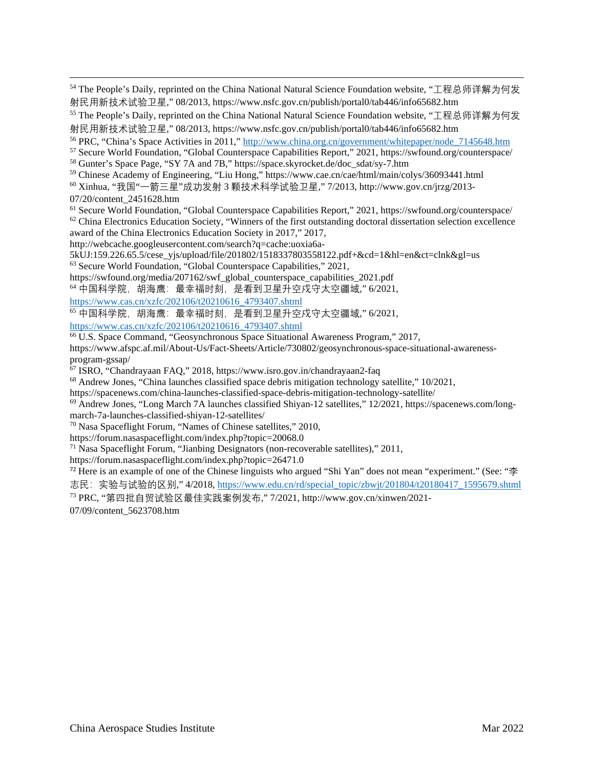[54] The People's Daily, reprinted on the China National Natural Science Foundation website, "工程总师详解为何发射民用新技术试验卫星," 08/2013, https://www.nsfc.gov.cn/publish/portal0/tab446/info65682.htm

[55] The People's Daily, reprinted on the China National Natural Science Foundation website, "工程总师详解为何发射民用新技术试验卫星," 08/2013, https://www.nsfc.gov.cn/publish/portal0/tab446/info65682.htm

[56] PRC, "China's Space Activities in 2011," http://www.china.org.cn/government/whitepaper/node_7145648.htm

[57] Secure World Foundation, "Global Counterspace Capabilities Report," 2021, https://swfound.org/counterspace/

[58] Gunter's Space Page, "SY 7A and 7B," https://space.skyrocket.de/doc_sdat/sy-7.htm

[59] Chinese Academy of Engineering, "Liu Hong," https://www.cae.cn/cae/html/main/colys/36093441.html

[60] Xinhua, "我国"一箭三星"成功发射 3 颗技术科学试验卫星," 7/2013, http://www.gov.cn/jrzg/2013-07/20/content_2451628.htm

[61] Secure World Foundation, "Global Counterspace Capabilities Report," 2021, https://swfound.org/counterspace/

[62] China Electronics Education Society, "Winners of the first outstanding doctoral dissertation selection excellence award of the China Electronics Education Society in 2017," 2017, http://webcache.googleusercontent.com/search?q=cache:uoxia6a-5kUJ:159.226.65.5/cese_yjs/upload/file/201802/1518337803558122.pdf+&cd=1&hl=en&ct=clnk&gl=us

[63] Secure World Foundation, "Global Counterspace Capabilities," 2021, https://swfound.org/media/207162/swf_global_counterspace_capabilities_2021.pdf

[64] 中国科学院，胡海鹰：最幸福时刻，是看到卫星升空戍守太空疆域," 6/2021, https://www.cas.cn/xzfc/202106/t20210616_4793407.shtml

[65] 中国科学院，胡海鹰：最幸福时刻，是看到卫星升空戍守太空疆域," 6/2021, https://www.cas.cn/xzfc/202106/t20210616_4793407.shtml

[66] U.S. Space Command, "Geosynchronous Space Situational Awareness Program," 2017, https://www.afspc.af.mil/About-Us/Fact-Sheets/Article/730802/geosynchronous-space-situational-awareness-program-gssap/

[67] ISRO, "Chandrayaan FAQ," 2018, https://www.isro.gov.in/chandrayaan2-faq

[68] Andrew Jones, "China launches classified space debris mitigation technology satellite," 10/2021, https://spacenews.com/china-launches-classified-space-debris-mitigation-technology-satellite/

[69] Andrew Jones, "Long March 7A launches classified Shiyan-12 satellites," 12/2021, https://spacenews.com/long-march-7a-launches-classified-shiyan-12-satellites/

[70] Nasa Spaceflight Forum, "Names of Chinese satellites," 2010, https://forum.nasaspaceflight.com/index.php?topic=20068.0

[71] Nasa Spaceflight Forum, "Jianbing Designators (non-recoverable satellites)," 2011, https://forum.nasaspaceflight.com/index.php?topic=26471.0

[72] Here is an example of one of the Chinese linguists who argued "Shi Yan" does not mean "experiment." (See: "李志民：实验与试验的区别," 4/2018, https://www.edu.cn/rd/special_topic/zbwjt/201804/t20180417_1595679.shtml

[73] PRC, "第四批自贸试验区最佳实践案例发布," 7/2021, http://www.gov.cn/xinwen/2021-07/09/content_5623708.htm